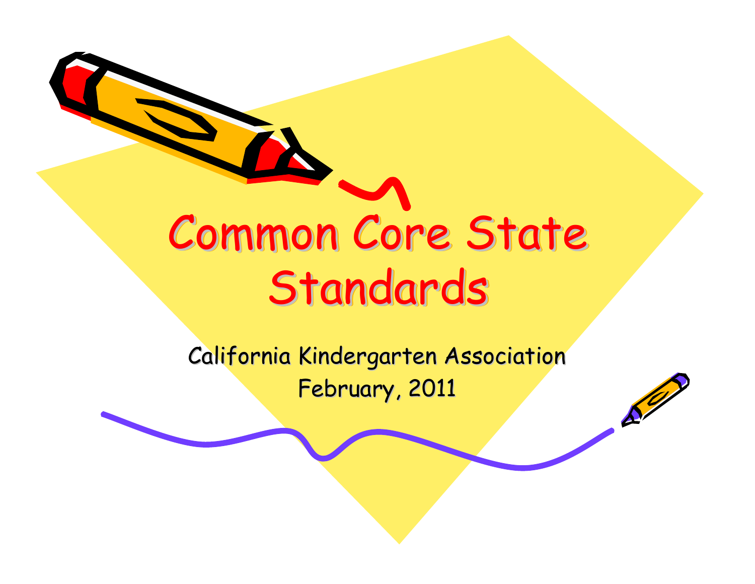# Common Core State Standards

California Kindergarten Association
February, 2011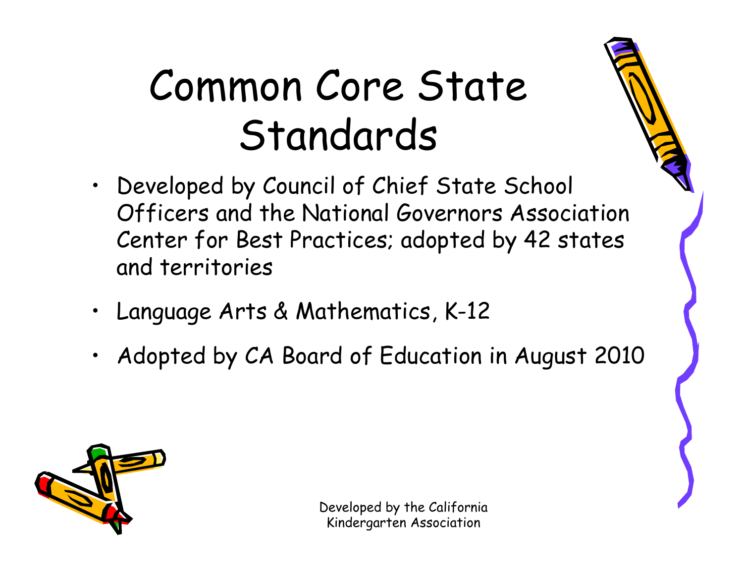# Common Core State Standards

- Developed by Council of Chief State School Officers and the National Governors Association Center for Best Practices; adopted by 42 states and territories
- Language Arts & Mathematics, K-12
- Adopted by CA Board of Education in August 2010

Developed by the California Kindergarten Association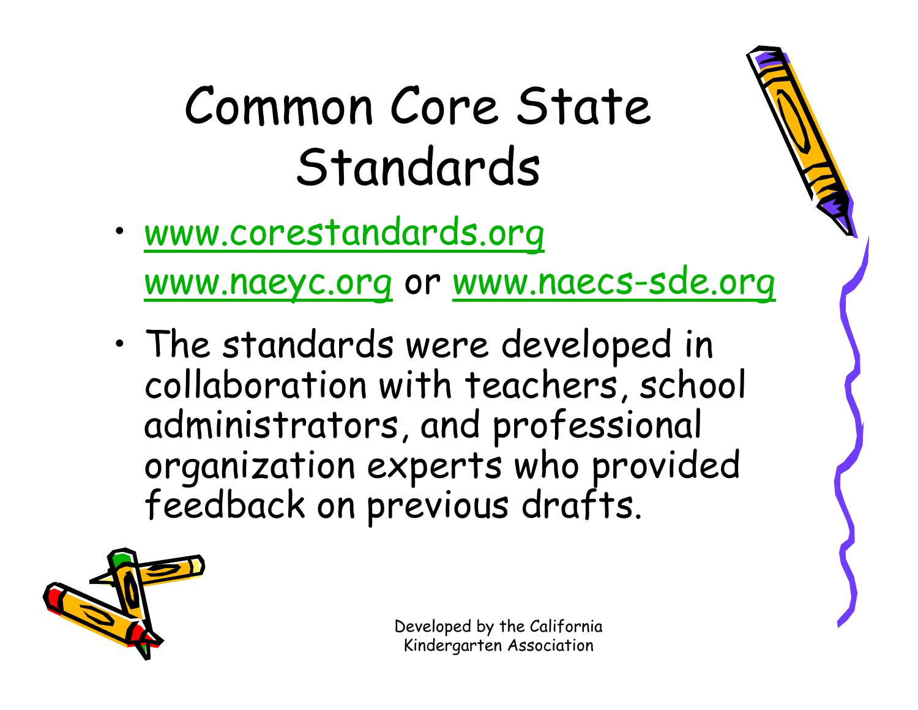# Common Core State Standards

- www.corestandards.org
  www.naeyc.org or www.naecs-sde.org
- The standards were developed in collaboration with teachers, school administrators, and professional organization experts who provided feedback on previous drafts.

Developed by the California Kindergarten Association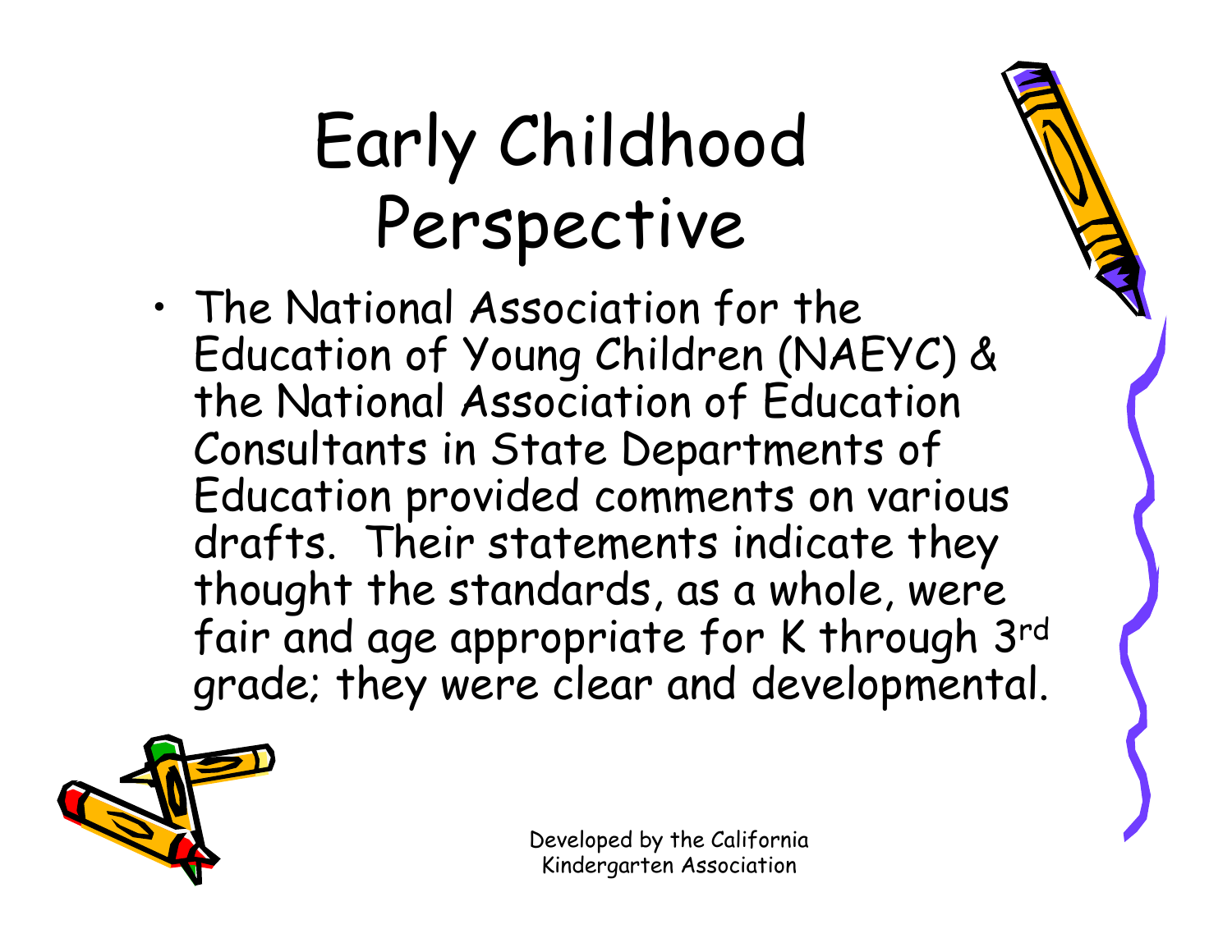# Early Childhood Perspective

- The National Association for the Education of Young Children (NAEYC) & the National Association of Education Consultants in State Departments of Education provided comments on various drafts. Their statements indicate they thought the standards, as a whole, were fair and age appropriate for K through 3rd grade; they were clear and developmental.

Developed by the California Kindergarten Association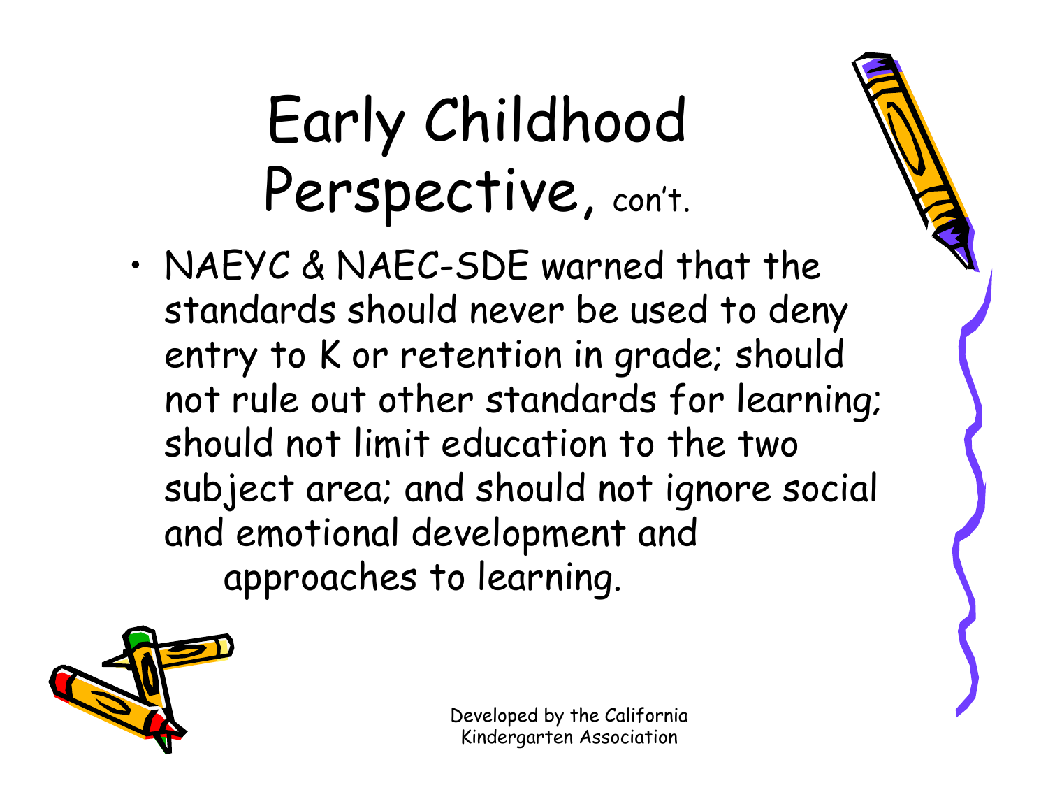# Early Childhood Perspective, con't.

- NAEYC & NAEC-SDE warned that the standards should never be used to deny entry to K or retention in grade; should not rule out other standards for learning; should not limit education to the two subject area; and should not ignore social and emotional development and approaches to learning.

Developed by the California Kindergarten Association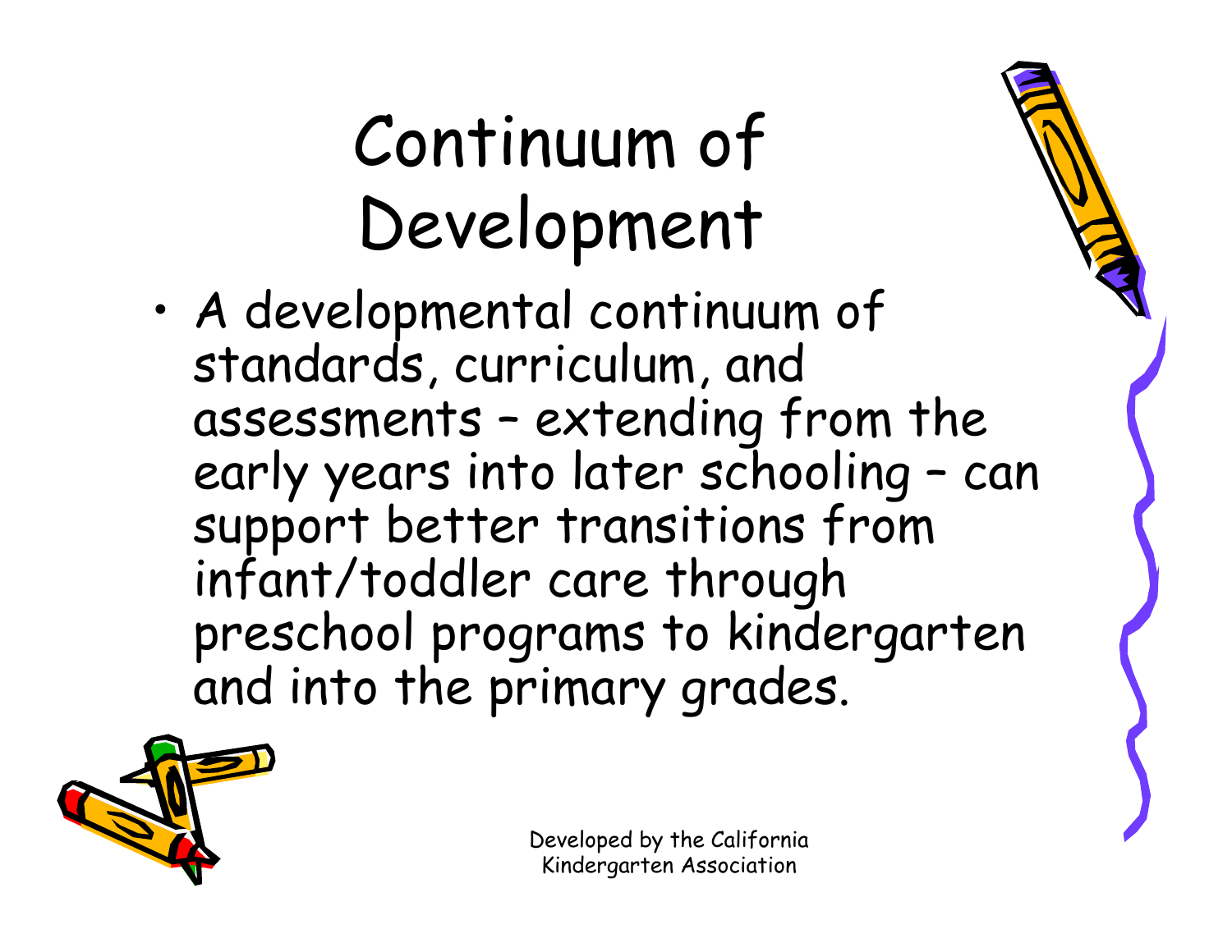# Continuum of Development

- A developmental continuum of standards, curriculum, and assessments – extending from the early years into later schooling – can support better transitions from infant/toddler care through preschool programs to kindergarten and into the primary grades.

Developed by the California Kindergarten Association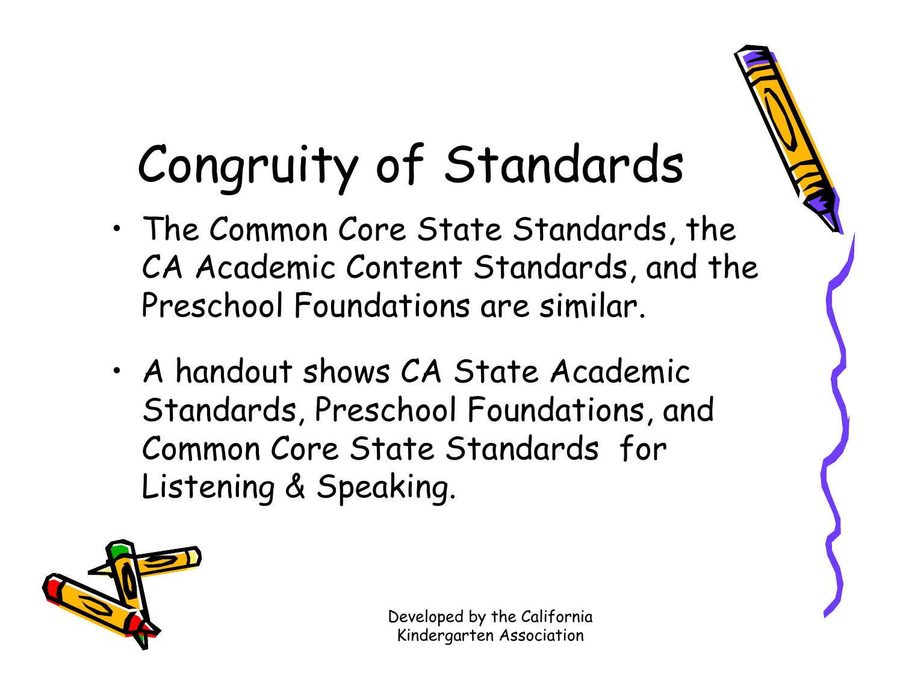# Congruity of Standards

- The Common Core State Standards, the CA Academic Content Standards, and the Preschool Foundations are similar.
- A handout shows CA State Academic Standards, Preschool Foundations, and Common Core State Standards for Listening & Speaking.

Developed by the California Kindergarten Association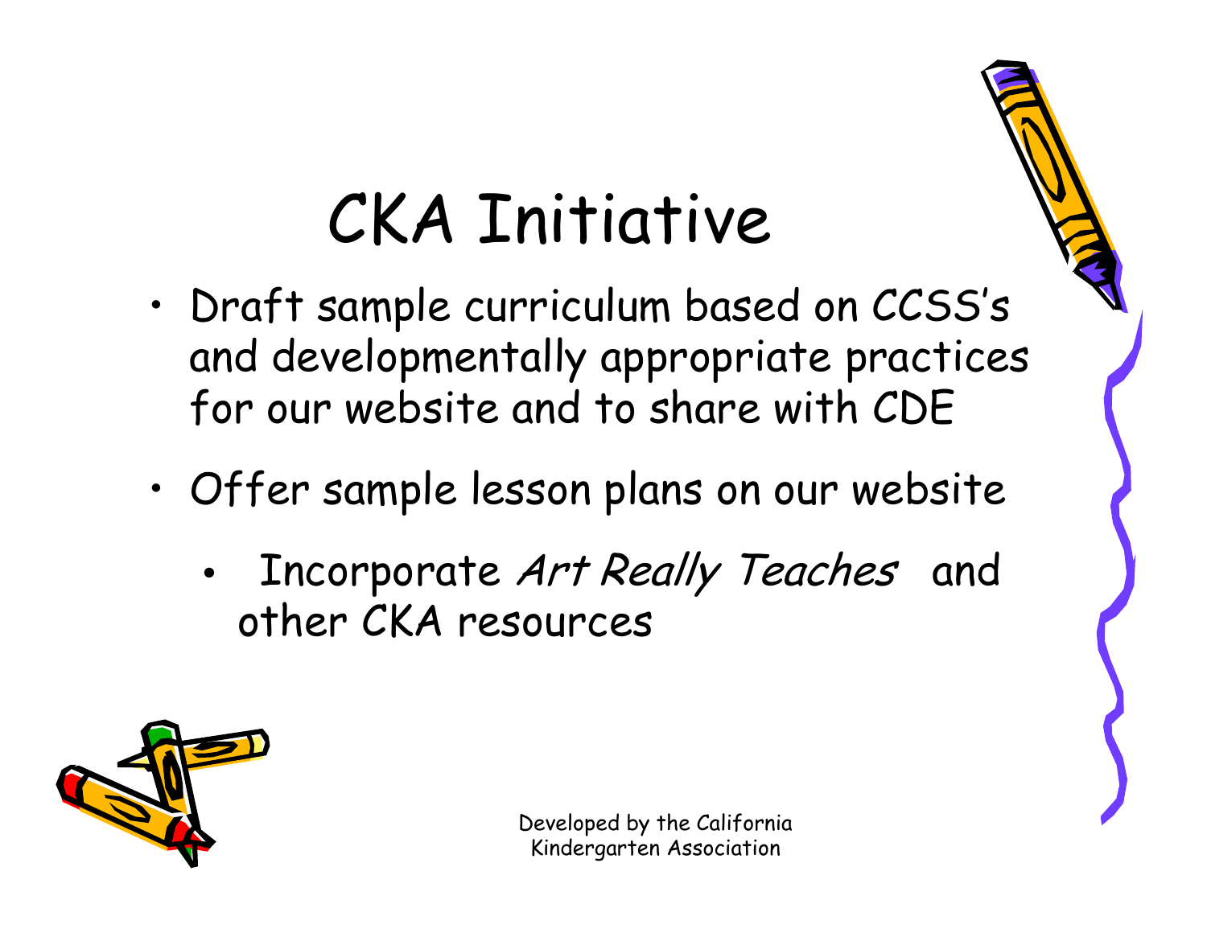# CKA Initiative

- Draft sample curriculum based on CCSS's and developmentally appropriate practices for our website and to share with CDE
- Offer sample lesson plans on our website
  - Incorporate *Art Really Teaches* and other CKA resources

Developed by the California Kindergarten Association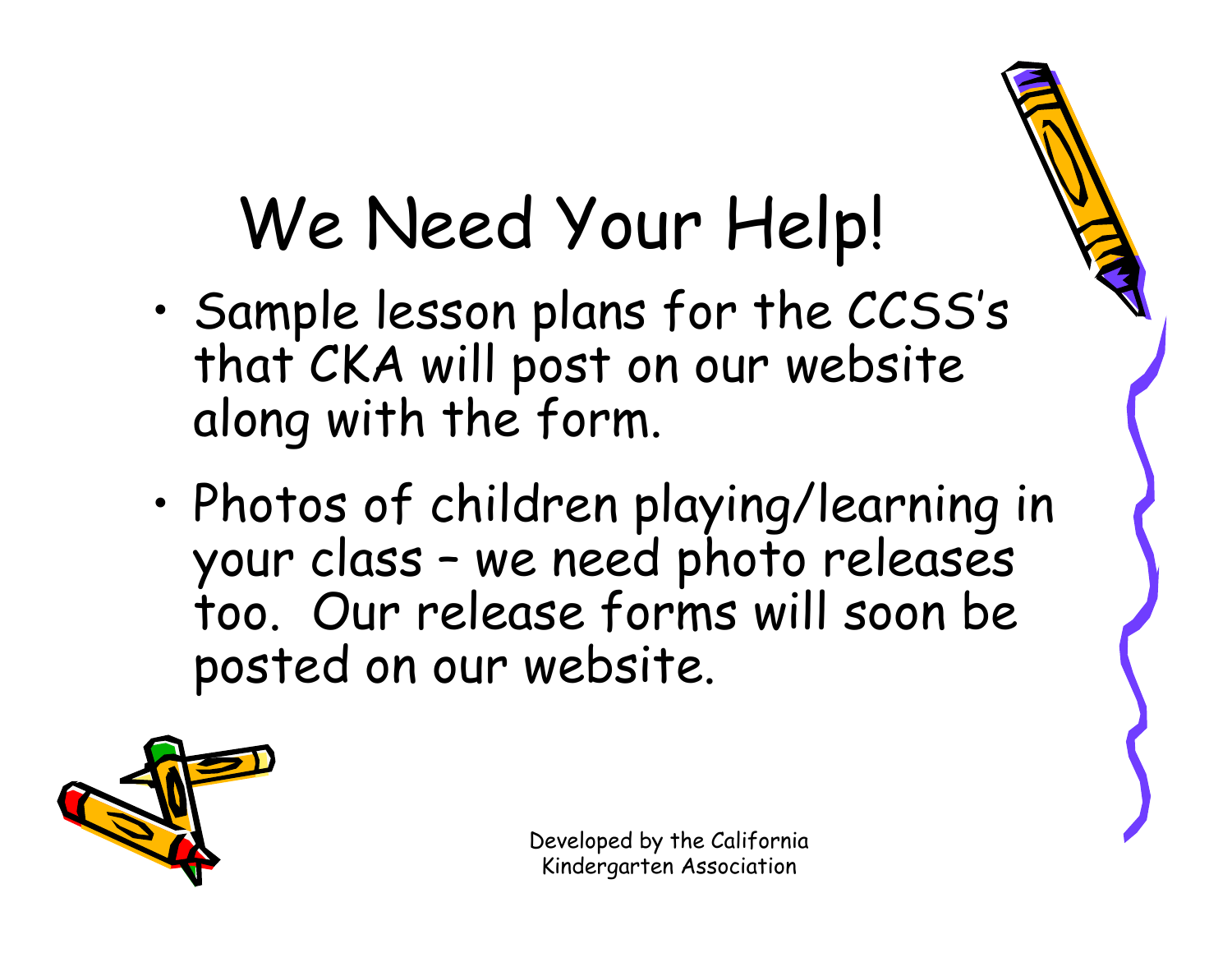# We Need Your Help!

- Sample lesson plans for the CCSS's that CKA will post on our website along with the form.
- Photos of children playing/learning in your class – we need photo releases too. Our release forms will soon be posted on our website.

Developed by the California Kindergarten Association